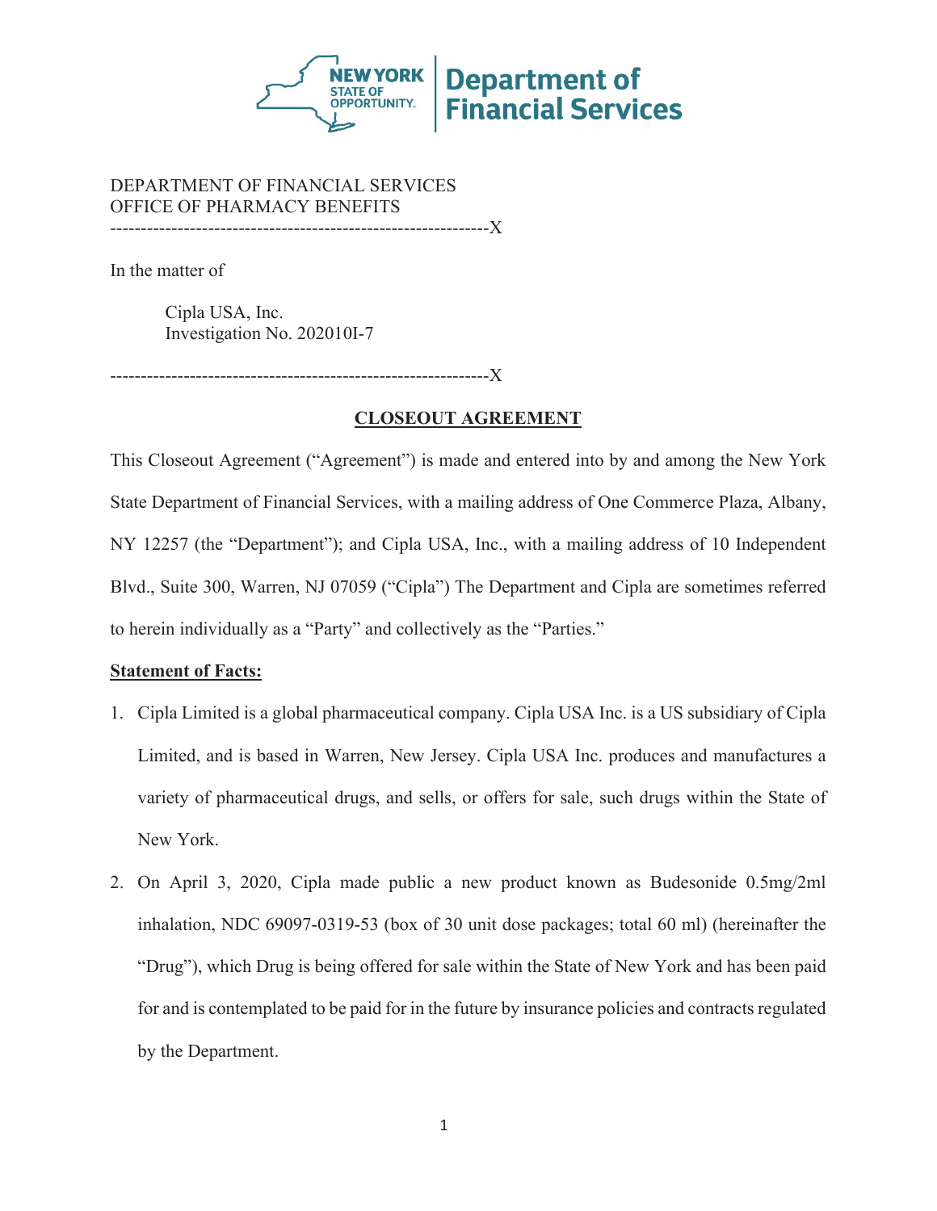DEPARTMENT OF FINANCIAL SERVICES
OFFICE OF PHARMACY BENEFITS
--------------------------------------------------------------X

In the matter of

Cipla USA, Inc.
Investigation No. 202010I-7

--------------------------------------------------------------X

**CLOSEOUT AGREEMENT**

This Closeout Agreement ("Agreement") is made and entered into by and among the New York State Department of Financial Services, with a mailing address of One Commerce Plaza, Albany, NY 12257 (the "Department"); and Cipla USA, Inc., with a mailing address of 10 Independent Blvd., Suite 300, Warren, NJ 07059 ("Cipla") The Department and Cipla are sometimes referred to herein individually as a "Party" and collectively as the "Parties."

**Statement of Facts:**

1. Cipla Limited is a global pharmaceutical company. Cipla USA Inc. is a US subsidiary of Cipla Limited, and is based in Warren, New Jersey. Cipla USA Inc. produces and manufactures a variety of pharmaceutical drugs, and sells, or offers for sale, such drugs within the State of New York.

2. On April 3, 2020, Cipla made public a new product known as Budesonide 0.5mg/2ml inhalation, NDC 69097-0319-53 (box of 30 unit dose packages; total 60 ml) (hereinafter the "Drug"), which Drug is being offered for sale within the State of New York and has been paid for and is contemplated to be paid for in the future by insurance policies and contracts regulated by the Department.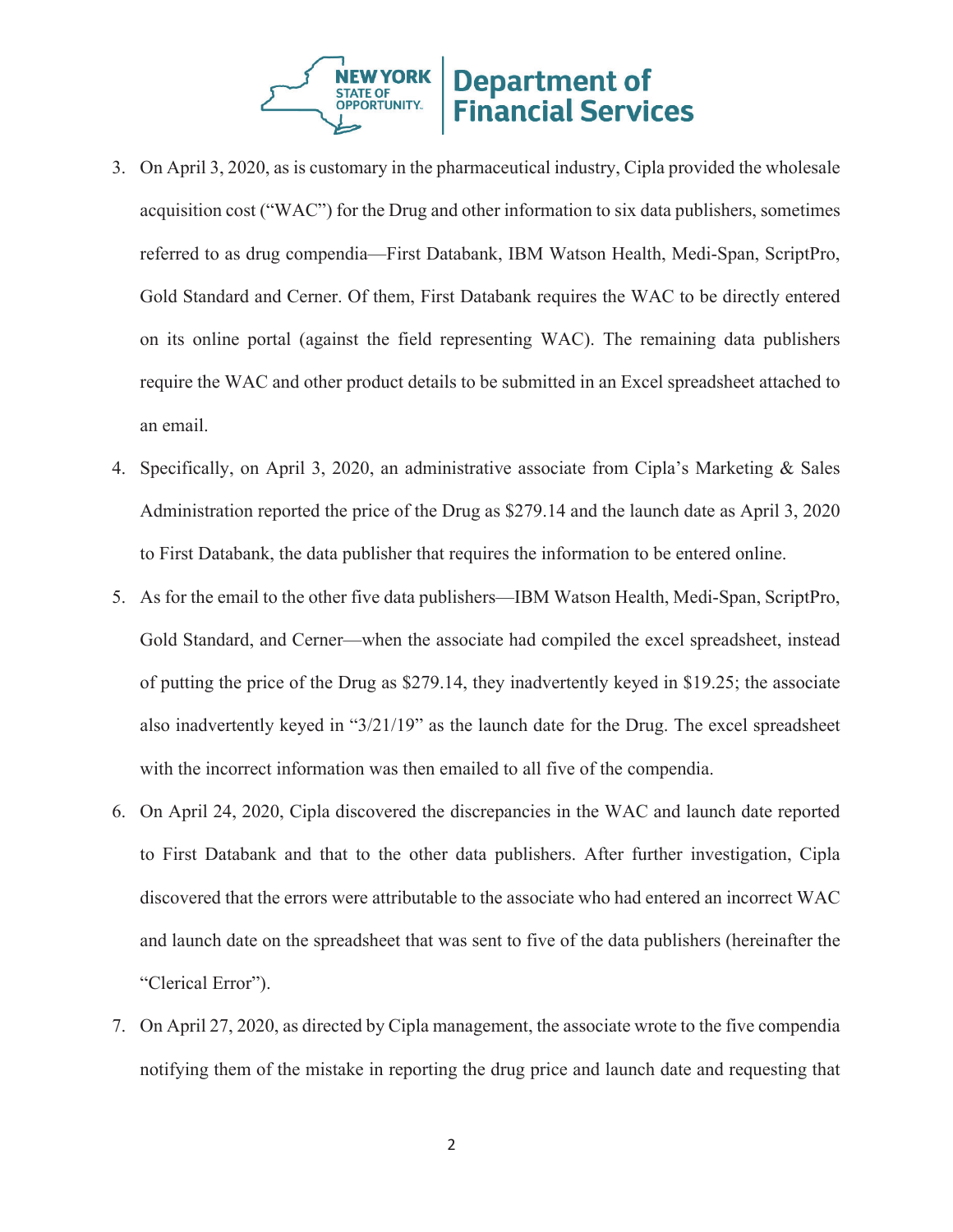3. On April 3, 2020, as is customary in the pharmaceutical industry, Cipla provided the wholesale acquisition cost ("WAC") for the Drug and other information to six data publishers, sometimes referred to as drug compendia—First Databank, IBM Watson Health, Medi-Span, ScriptPro, Gold Standard and Cerner. Of them, First Databank requires the WAC to be directly entered on its online portal (against the field representing WAC). The remaining data publishers require the WAC and other product details to be submitted in an Excel spreadsheet attached to an email.

4. Specifically, on April 3, 2020, an administrative associate from Cipla's Marketing & Sales Administration reported the price of the Drug as $279.14 and the launch date as April 3, 2020 to First Databank, the data publisher that requires the information to be entered online.

5. As for the email to the other five data publishers—IBM Watson Health, Medi-Span, ScriptPro, Gold Standard, and Cerner—when the associate had compiled the excel spreadsheet, instead of putting the price of the Drug as $279.14, they inadvertently keyed in $19.25; the associate also inadvertently keyed in "3/21/19" as the launch date for the Drug. The excel spreadsheet with the incorrect information was then emailed to all five of the compendia.

6. On April 24, 2020, Cipla discovered the discrepancies in the WAC and launch date reported to First Databank and that to the other data publishers. After further investigation, Cipla discovered that the errors were attributable to the associate who had entered an incorrect WAC and launch date on the spreadsheet that was sent to five of the data publishers (hereinafter the "Clerical Error").

7. On April 27, 2020, as directed by Cipla management, the associate wrote to the five compendia notifying them of the mistake in reporting the drug price and launch date and requesting that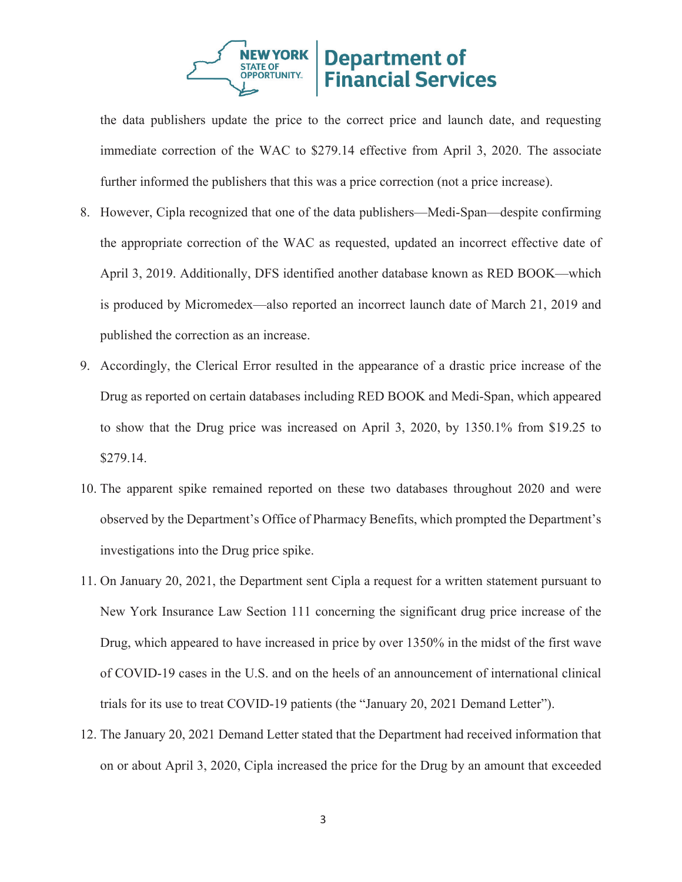the data publishers update the price to the correct price and launch date, and requesting immediate correction of the WAC to $279.14 effective from April 3, 2020. The associate further informed the publishers that this was a price correction (not a price increase).

8. However, Cipla recognized that one of the data publishers—Medi-Span—despite confirming the appropriate correction of the WAC as requested, updated an incorrect effective date of April 3, 2019. Additionally, DFS identified another database known as RED BOOK—which is produced by Micromedex—also reported an incorrect launch date of March 21, 2019 and published the correction as an increase.

9. Accordingly, the Clerical Error resulted in the appearance of a drastic price increase of the Drug as reported on certain databases including RED BOOK and Medi-Span, which appeared to show that the Drug price was increased on April 3, 2020, by 1350.1% from $19.25 to $279.14.

10. The apparent spike remained reported on these two databases throughout 2020 and were observed by the Department's Office of Pharmacy Benefits, which prompted the Department's investigations into the Drug price spike.

11. On January 20, 2021, the Department sent Cipla a request for a written statement pursuant to New York Insurance Law Section 111 concerning the significant drug price increase of the Drug, which appeared to have increased in price by over 1350% in the midst of the first wave of COVID-19 cases in the U.S. and on the heels of an announcement of international clinical trials for its use to treat COVID-19 patients (the "January 20, 2021 Demand Letter").

12. The January 20, 2021 Demand Letter stated that the Department had received information that on or about April 3, 2020, Cipla increased the price for the Drug by an amount that exceeded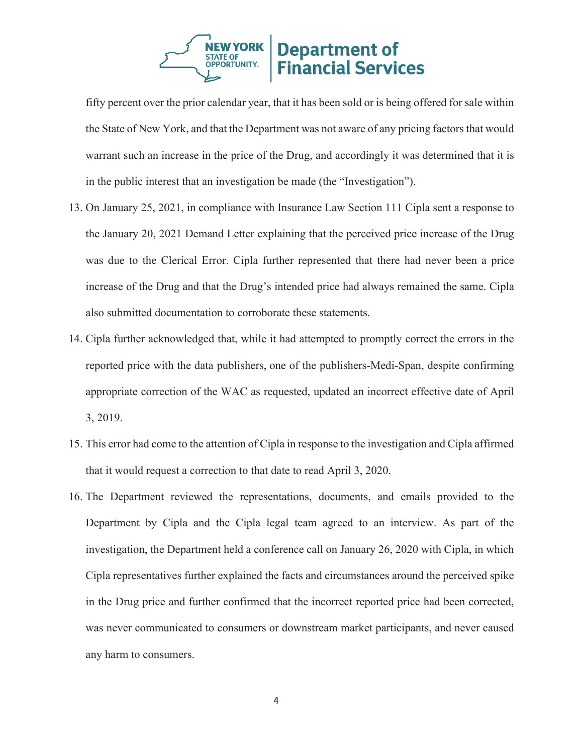fifty percent over the prior calendar year, that it has been sold or is being offered for sale within the State of New York, and that the Department was not aware of any pricing factors that would warrant such an increase in the price of the Drug, and accordingly it was determined that it is in the public interest that an investigation be made (the "Investigation").

13. On January 25, 2021, in compliance with Insurance Law Section 111 Cipla sent a response to the January 20, 2021 Demand Letter explaining that the perceived price increase of the Drug was due to the Clerical Error. Cipla further represented that there had never been a price increase of the Drug and that the Drug's intended price had always remained the same. Cipla also submitted documentation to corroborate these statements.

14. Cipla further acknowledged that, while it had attempted to promptly correct the errors in the reported price with the data publishers, one of the publishers-Medi-Span, despite confirming appropriate correction of the WAC as requested, updated an incorrect effective date of April 3, 2019.

15. This error had come to the attention of Cipla in response to the investigation and Cipla affirmed that it would request a correction to that date to read April 3, 2020.

16. The Department reviewed the representations, documents, and emails provided to the Department by Cipla and the Cipla legal team agreed to an interview. As part of the investigation, the Department held a conference call on January 26, 2020 with Cipla, in which Cipla representatives further explained the facts and circumstances around the perceived spike in the Drug price and further confirmed that the incorrect reported price had been corrected, was never communicated to consumers or downstream market participants, and never caused any harm to consumers.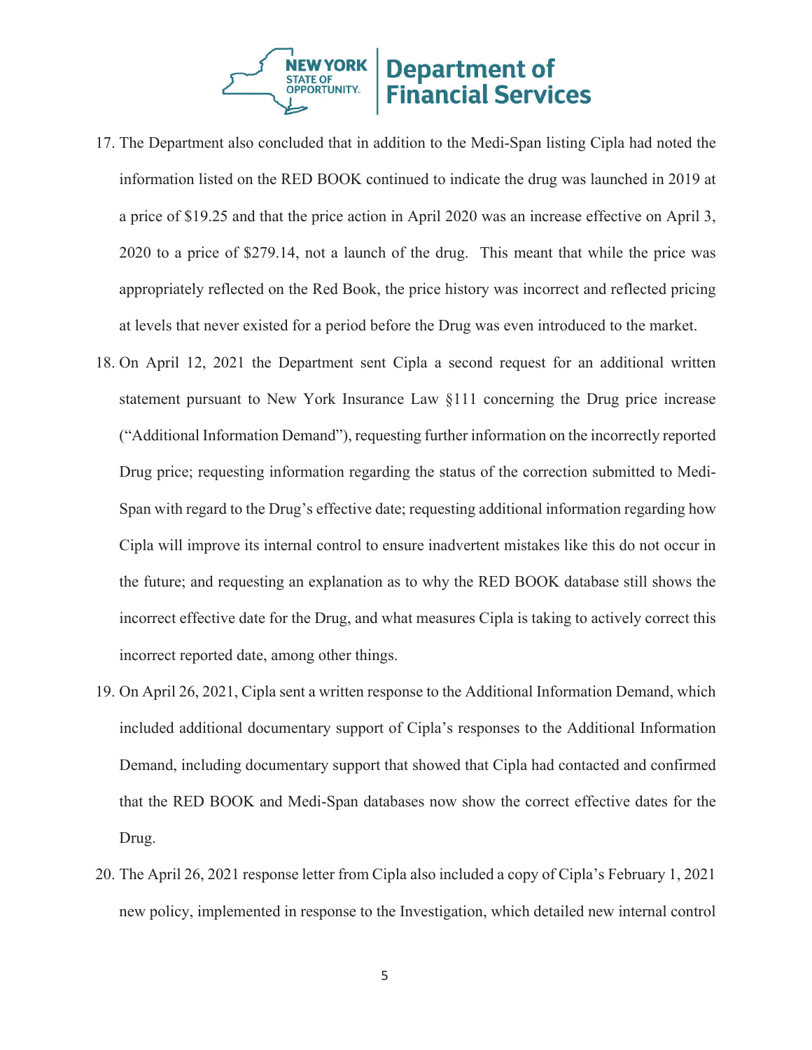17. The Department also concluded that in addition to the Medi-Span listing Cipla had noted the information listed on the RED BOOK continued to indicate the drug was launched in 2019 at a price of $19.25 and that the price action in April 2020 was an increase effective on April 3, 2020 to a price of $279.14, not a launch of the drug. This meant that while the price was appropriately reflected on the Red Book, the price history was incorrect and reflected pricing at levels that never existed for a period before the Drug was even introduced to the market.
18. On April 12, 2021 the Department sent Cipla a second request for an additional written statement pursuant to New York Insurance Law §111 concerning the Drug price increase ("Additional Information Demand"), requesting further information on the incorrectly reported Drug price; requesting information regarding the status of the correction submitted to Medi-Span with regard to the Drug's effective date; requesting additional information regarding how Cipla will improve its internal control to ensure inadvertent mistakes like this do not occur in the future; and requesting an explanation as to why the RED BOOK database still shows the incorrect effective date for the Drug, and what measures Cipla is taking to actively correct this incorrect reported date, among other things.
19. On April 26, 2021, Cipla sent a written response to the Additional Information Demand, which included additional documentary support of Cipla's responses to the Additional Information Demand, including documentary support that showed that Cipla had contacted and confirmed that the RED BOOK and Medi-Span databases now show the correct effective dates for the Drug.
20. The April 26, 2021 response letter from Cipla also included a copy of Cipla's February 1, 2021 new policy, implemented in response to the Investigation, which detailed new internal control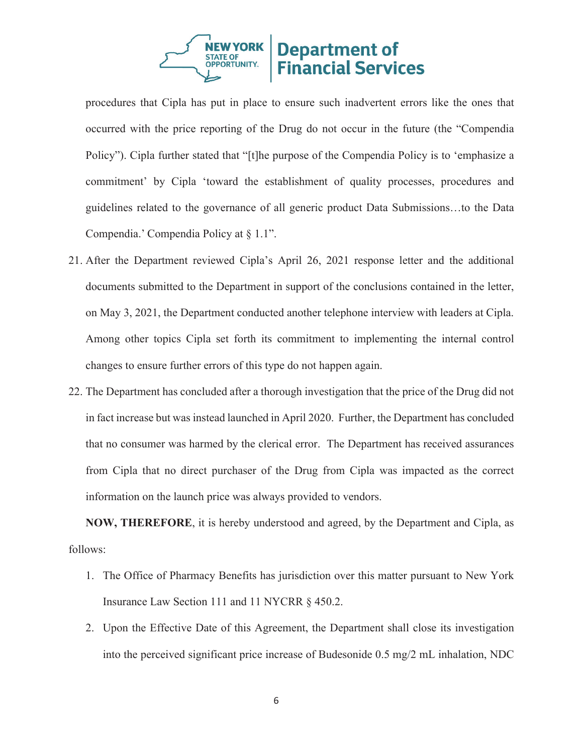procedures that Cipla has put in place to ensure such inadvertent errors like the ones that occurred with the price reporting of the Drug do not occur in the future (the "Compendia Policy"). Cipla further stated that "[t]he purpose of the Compendia Policy is to 'emphasize a commitment' by Cipla 'toward the establishment of quality processes, procedures and guidelines related to the governance of all generic product Data Submissions…to the Data Compendia.' Compendia Policy at § 1.1".

21. After the Department reviewed Cipla's April 26, 2021 response letter and the additional documents submitted to the Department in support of the conclusions contained in the letter, on May 3, 2021, the Department conducted another telephone interview with leaders at Cipla. Among other topics Cipla set forth its commitment to implementing the internal control changes to ensure further errors of this type do not happen again.

22. The Department has concluded after a thorough investigation that the price of the Drug did not in fact increase but was instead launched in April 2020. Further, the Department has concluded that no consumer was harmed by the clerical error. The Department has received assurances from Cipla that no direct purchaser of the Drug from Cipla was impacted as the correct information on the launch price was always provided to vendors.

**NOW, THEREFORE**, it is hereby understood and agreed, by the Department and Cipla, as follows:

1. The Office of Pharmacy Benefits has jurisdiction over this matter pursuant to New York Insurance Law Section 111 and 11 NYCRR § 450.2.

2. Upon the Effective Date of this Agreement, the Department shall close its investigation into the perceived significant price increase of Budesonide 0.5 mg/2 mL inhalation, NDC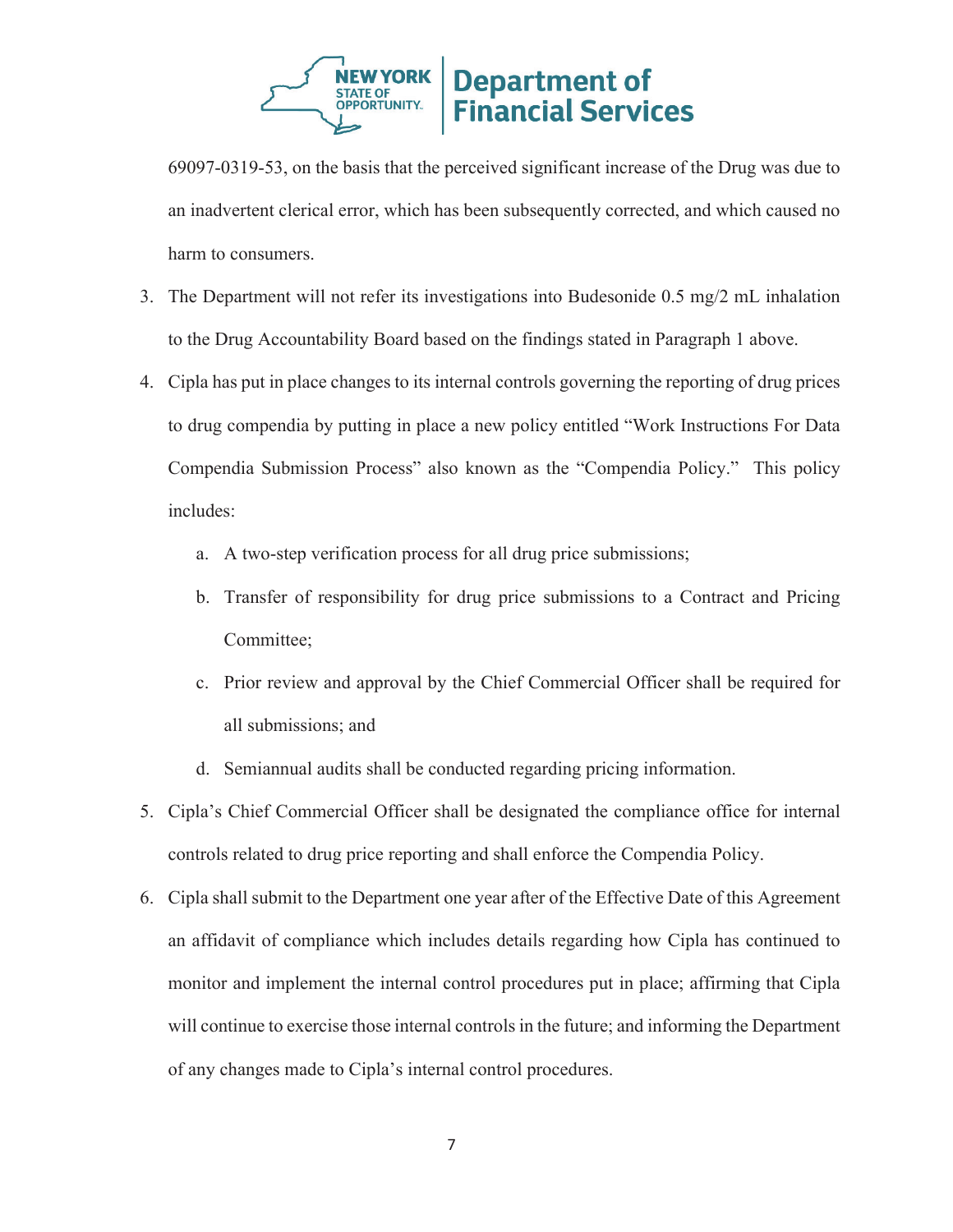69097-0319-53, on the basis that the perceived significant increase of the Drug was due to an inadvertent clerical error, which has been subsequently corrected, and which caused no harm to consumers.

3. The Department will not refer its investigations into Budesonide 0.5 mg/2 mL inhalation to the Drug Accountability Board based on the findings stated in Paragraph 1 above.

4. Cipla has put in place changes to its internal controls governing the reporting of drug prices to drug compendia by putting in place a new policy entitled "Work Instructions For Data Compendia Submission Process" also known as the "Compendia Policy." This policy includes:

   a. A two-step verification process for all drug price submissions;

   b. Transfer of responsibility for drug price submissions to a Contract and Pricing Committee;

   c. Prior review and approval by the Chief Commercial Officer shall be required for all submissions; and

   d. Semiannual audits shall be conducted regarding pricing information.

5. Cipla's Chief Commercial Officer shall be designated the compliance office for internal controls related to drug price reporting and shall enforce the Compendia Policy.

6. Cipla shall submit to the Department one year after of the Effective Date of this Agreement an affidavit of compliance which includes details regarding how Cipla has continued to monitor and implement the internal control procedures put in place; affirming that Cipla will continue to exercise those internal controls in the future; and informing the Department of any changes made to Cipla's internal control procedures.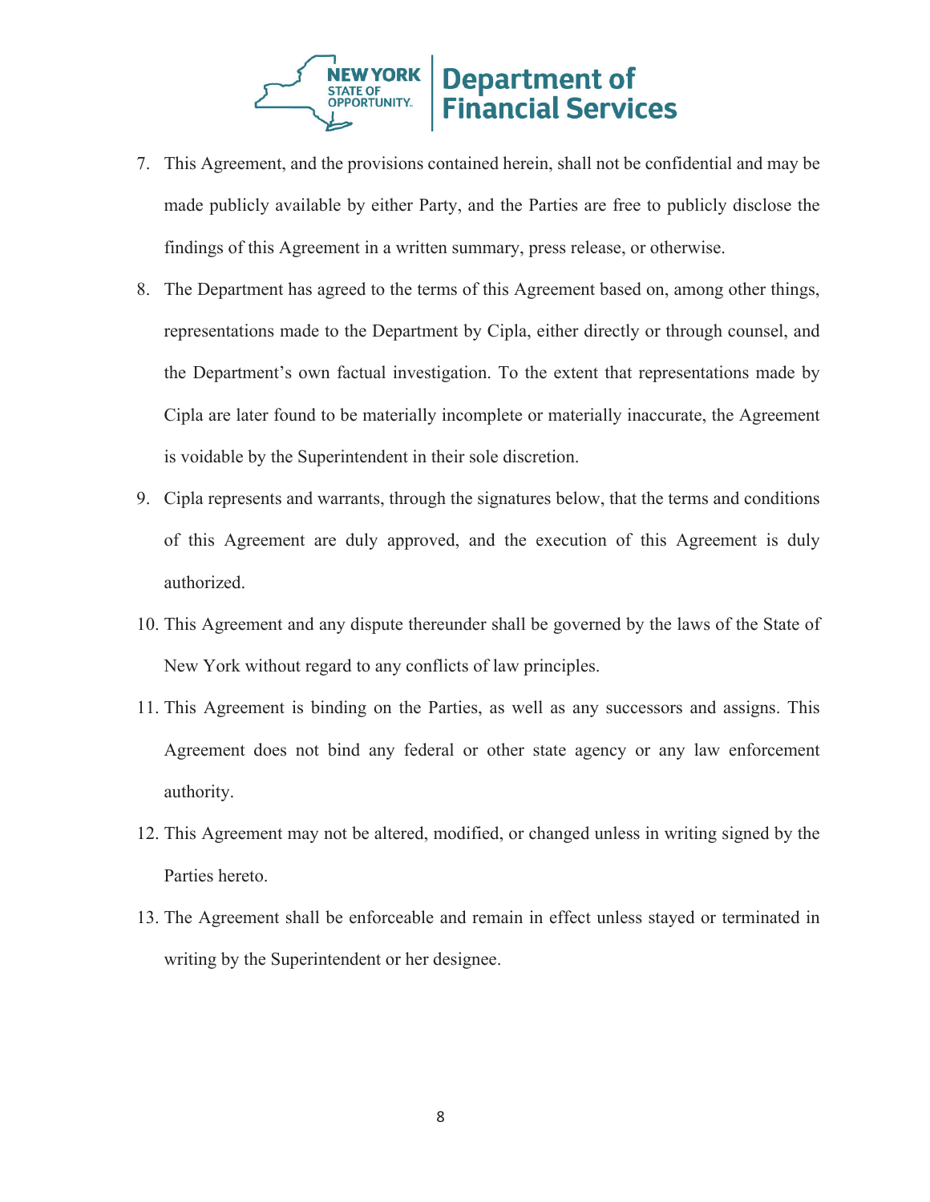7. This Agreement, and the provisions contained herein, shall not be confidential and may be made publicly available by either Party, and the Parties are free to publicly disclose the findings of this Agreement in a written summary, press release, or otherwise.
8. The Department has agreed to the terms of this Agreement based on, among other things, representations made to the Department by Cipla, either directly or through counsel, and the Department's own factual investigation. To the extent that representations made by Cipla are later found to be materially incomplete or materially inaccurate, the Agreement is voidable by the Superintendent in their sole discretion.
9. Cipla represents and warrants, through the signatures below, that the terms and conditions of this Agreement are duly approved, and the execution of this Agreement is duly authorized.
10. This Agreement and any dispute thereunder shall be governed by the laws of the State of New York without regard to any conflicts of law principles.
11. This Agreement is binding on the Parties, as well as any successors and assigns. This Agreement does not bind any federal or other state agency or any law enforcement authority.
12. This Agreement may not be altered, modified, or changed unless in writing signed by the Parties hereto.
13. The Agreement shall be enforceable and remain in effect unless stayed or terminated in writing by the Superintendent or her designee.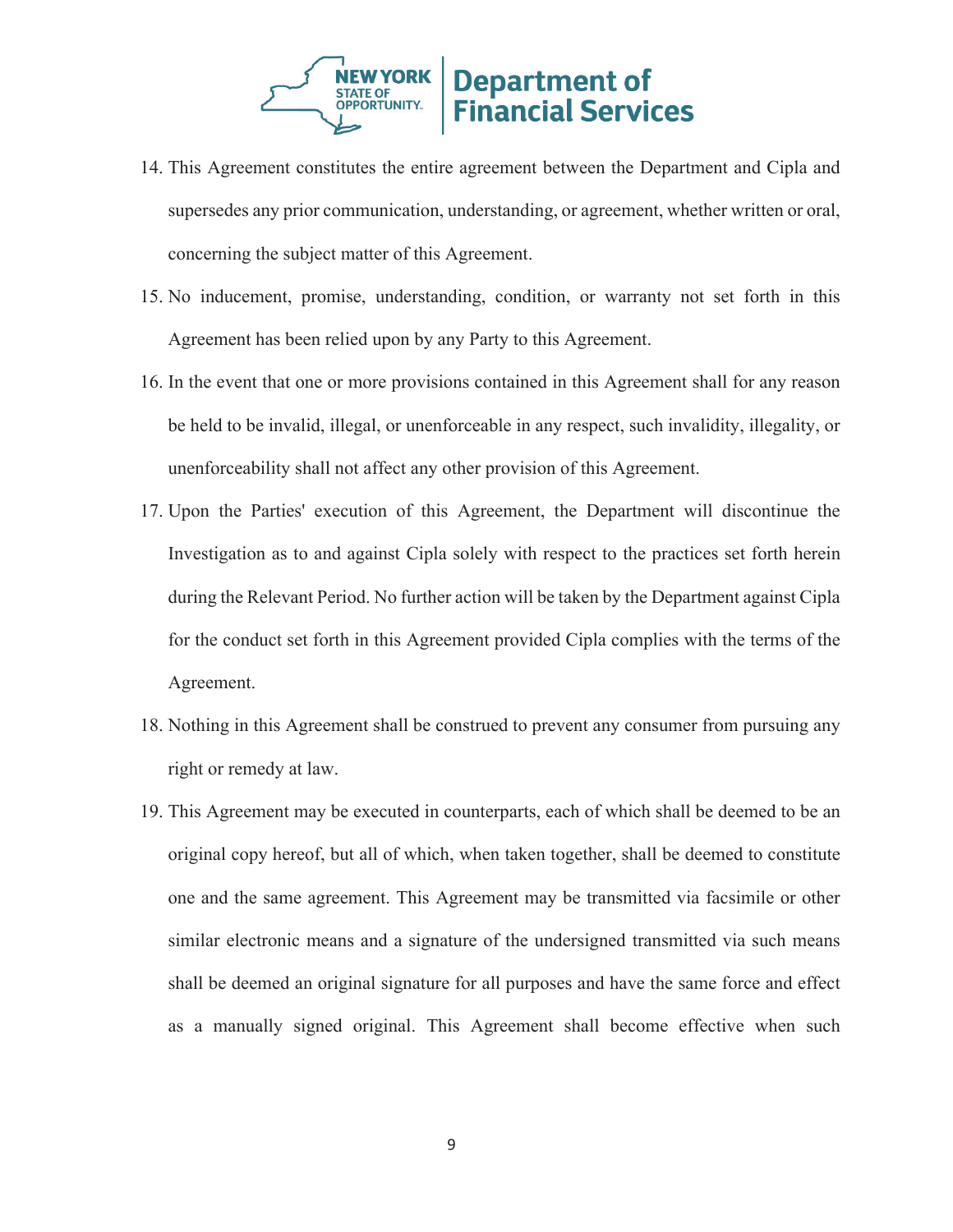14. This Agreement constitutes the entire agreement between the Department and Cipla and supersedes any prior communication, understanding, or agreement, whether written or oral, concerning the subject matter of this Agreement.

15. No inducement, promise, understanding, condition, or warranty not set forth in this Agreement has been relied upon by any Party to this Agreement.

16. In the event that one or more provisions contained in this Agreement shall for any reason be held to be invalid, illegal, or unenforceable in any respect, such invalidity, illegality, or unenforceability shall not affect any other provision of this Agreement.

17. Upon the Parties' execution of this Agreement, the Department will discontinue the Investigation as to and against Cipla solely with respect to the practices set forth herein during the Relevant Period. No further action will be taken by the Department against Cipla for the conduct set forth in this Agreement provided Cipla complies with the terms of the Agreement.

18. Nothing in this Agreement shall be construed to prevent any consumer from pursuing any right or remedy at law.

19. This Agreement may be executed in counterparts, each of which shall be deemed to be an original copy hereof, but all of which, when taken together, shall be deemed to constitute one and the same agreement. This Agreement may be transmitted via facsimile or other similar electronic means and a signature of the undersigned transmitted via such means shall be deemed an original signature for all purposes and have the same force and effect as a manually signed original. This Agreement shall become effective when such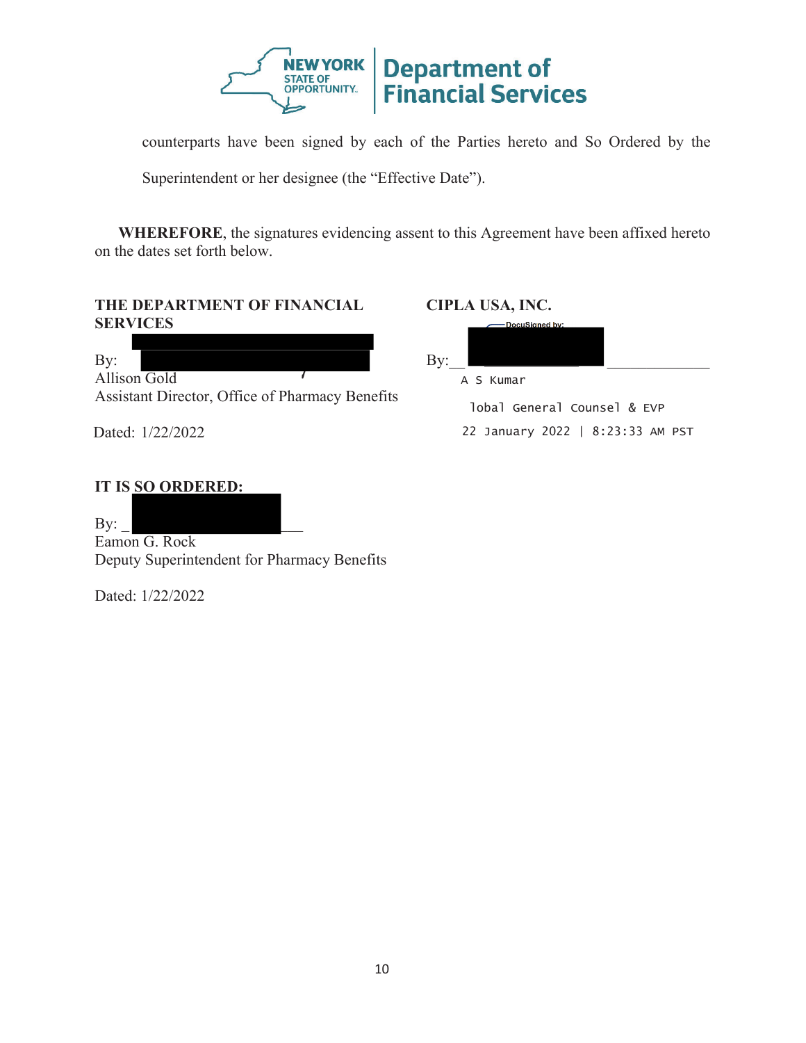counterparts have been signed by each of the Parties hereto and So Ordered by the Superintendent or her designee (the "Effective Date").

**WHEREFORE**, the signatures evidencing assent to this Agreement have been affixed hereto on the dates set forth below.

**THE DEPARTMENT OF FINANCIAL SERVICES**

By: ______________________
Allison Gold
Assistant Director, Office of Pharmacy Benefits

Dated: 1/22/2022

**CIPLA USA, INC.**

DocuSigned by:

By:______________________
A S Kumar

lobal General Counsel & EVP

22 January 2022 | 8:23:33 AM PST

**IT IS SO ORDERED:**

By: ______________________
Eamon G. Rock
Deputy Superintendent for Pharmacy Benefits

Dated: 1/22/2022